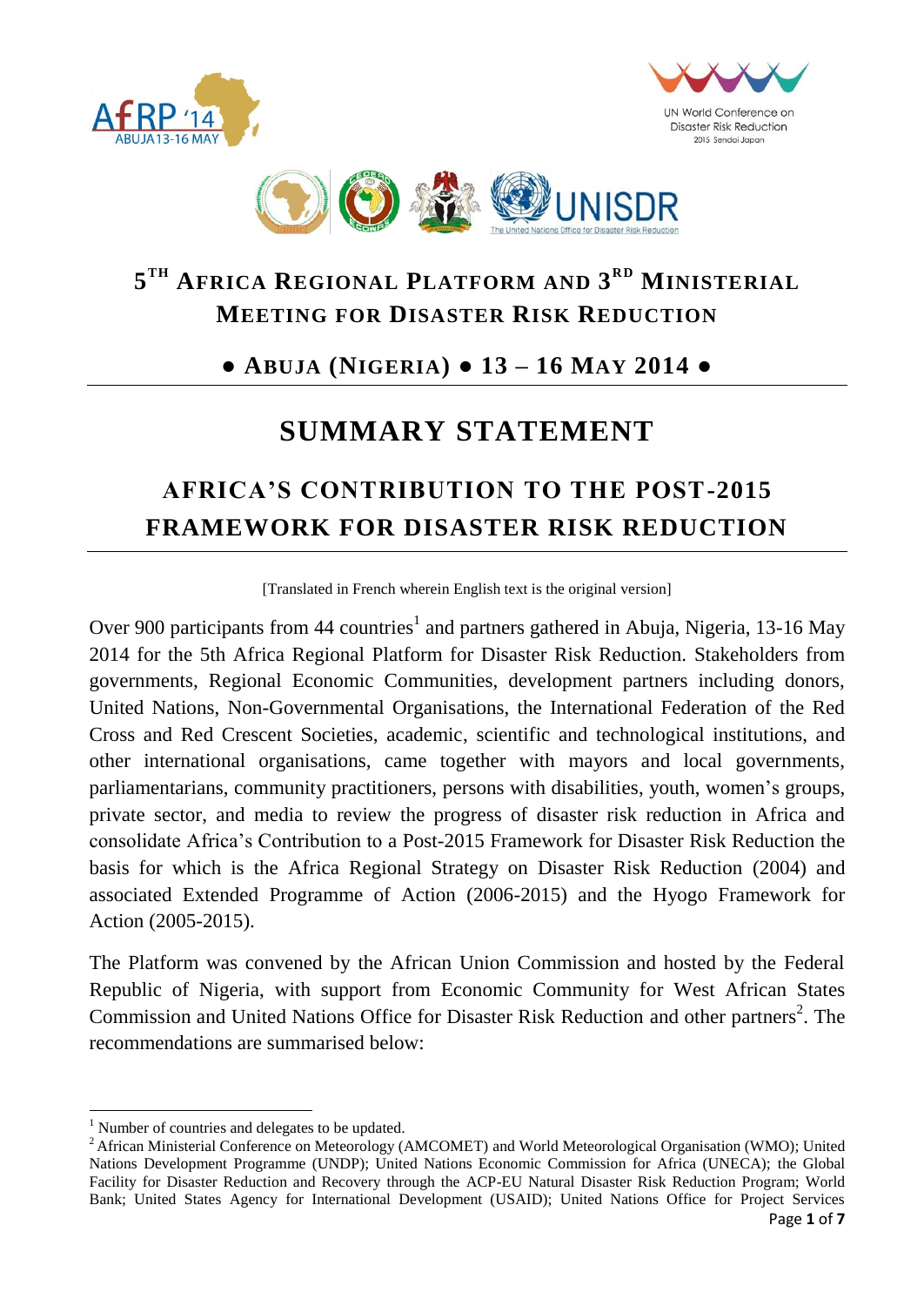# 5[TH] Africa Regional Platform and 3[RD] Ministerial Meeting for Disaster Risk Reduction

## ● Abuja (Nigeria) ● 13 – 16 May 2014 ●

# SUMMARY STATEMENT

## AFRICA'S CONTRIBUTION TO THE POST-2015 FRAMEWORK FOR DISASTER RISK REDUCTION

[Translated in French wherein English text is the original version]

Over 900 participants from 44 countries[1] and partners gathered in Abuja, Nigeria, 13-16 May 2014 for the 5th Africa Regional Platform for Disaster Risk Reduction. Stakeholders from governments, Regional Economic Communities, development partners including donors, United Nations, Non-Governmental Organisations, the International Federation of the Red Cross and Red Crescent Societies, academic, scientific and technological institutions, and other international organisations, came together with mayors and local governments, parliamentarians, community practitioners, persons with disabilities, youth, women's groups, private sector, and media to review the progress of disaster risk reduction in Africa and consolidate Africa's Contribution to a Post-2015 Framework for Disaster Risk Reduction the basis for which is the Africa Regional Strategy on Disaster Risk Reduction (2004) and associated Extended Programme of Action (2006-2015) and the Hyogo Framework for Action (2005-2015).

The Platform was convened by the African Union Commission and hosted by the Federal Republic of Nigeria, with support from Economic Community for West African States Commission and United Nations Office for Disaster Risk Reduction and other partners[2]. The recommendations are summarised below:

---

[1] Number of countries and delegates to be updated.

[2] African Ministerial Conference on Meteorology (AMCOMET) and World Meteorological Organisation (WMO); United Nations Development Programme (UNDP); United Nations Economic Commission for Africa (UNECA); the Global Facility for Disaster Reduction and Recovery through the ACP-EU Natural Disaster Risk Reduction Program; World Bank; United States Agency for International Development (USAID); United Nations Office for Project Services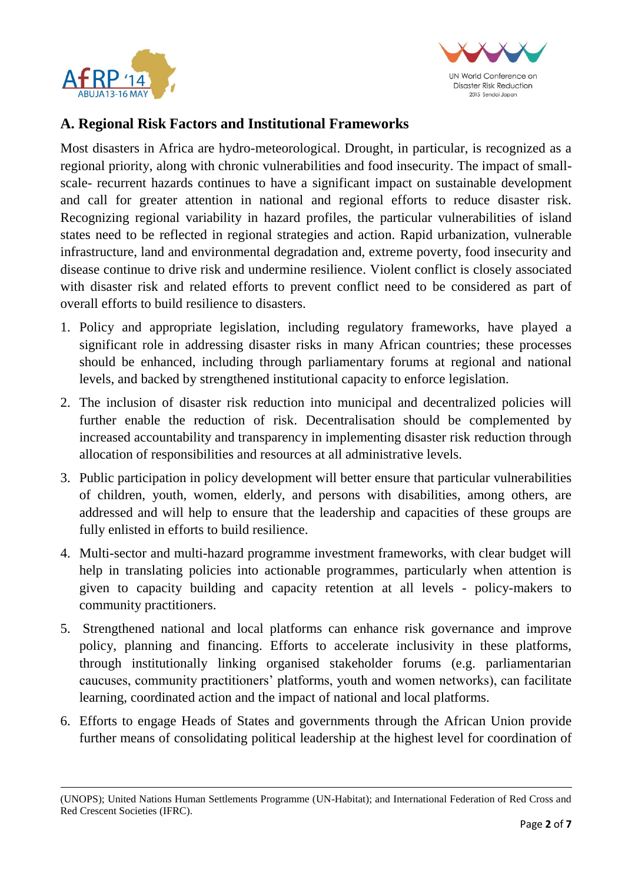## A. Regional Risk Factors and Institutional Frameworks

Most disasters in Africa are hydro-meteorological. Drought, in particular, is recognized as a regional priority, along with chronic vulnerabilities and food insecurity. The impact of small-scale- recurrent hazards continues to have a significant impact on sustainable development and call for greater attention in national and regional efforts to reduce disaster risk. Recognizing regional variability in hazard profiles, the particular vulnerabilities of island states need to be reflected in regional strategies and action. Rapid urbanization, vulnerable infrastructure, land and environmental degradation and, extreme poverty, food insecurity and disease continue to drive risk and undermine resilience. Violent conflict is closely associated with disaster risk and related efforts to prevent conflict need to be considered as part of overall efforts to build resilience to disasters.

1. Policy and appropriate legislation, including regulatory frameworks, have played a significant role in addressing disaster risks in many African countries; these processes should be enhanced, including through parliamentary forums at regional and national levels, and backed by strengthened institutional capacity to enforce legislation.
2. The inclusion of disaster risk reduction into municipal and decentralized policies will further enable the reduction of risk. Decentralisation should be complemented by increased accountability and transparency in implementing disaster risk reduction through allocation of responsibilities and resources at all administrative levels.
3. Public participation in policy development will better ensure that particular vulnerabilities of children, youth, women, elderly, and persons with disabilities, among others, are addressed and will help to ensure that the leadership and capacities of these groups are fully enlisted in efforts to build resilience.
4. Multi-sector and multi-hazard programme investment frameworks, with clear budget will help in translating policies into actionable programmes, particularly when attention is given to capacity building and capacity retention at all levels - policy-makers to community practitioners.
5. Strengthened national and local platforms can enhance risk governance and improve policy, planning and financing. Efforts to accelerate inclusivity in these platforms, through institutionally linking organised stakeholder forums (e.g. parliamentarian caucuses, community practitioners' platforms, youth and women networks), can facilitate learning, coordinated action and the impact of national and local platforms.
6. Efforts to engage Heads of States and governments through the African Union provide further means of consolidating political leadership at the highest level for coordination of

(UNOPS); United Nations Human Settlements Programme (UN-Habitat); and International Federation of Red Cross and Red Crescent Societies (IFRC).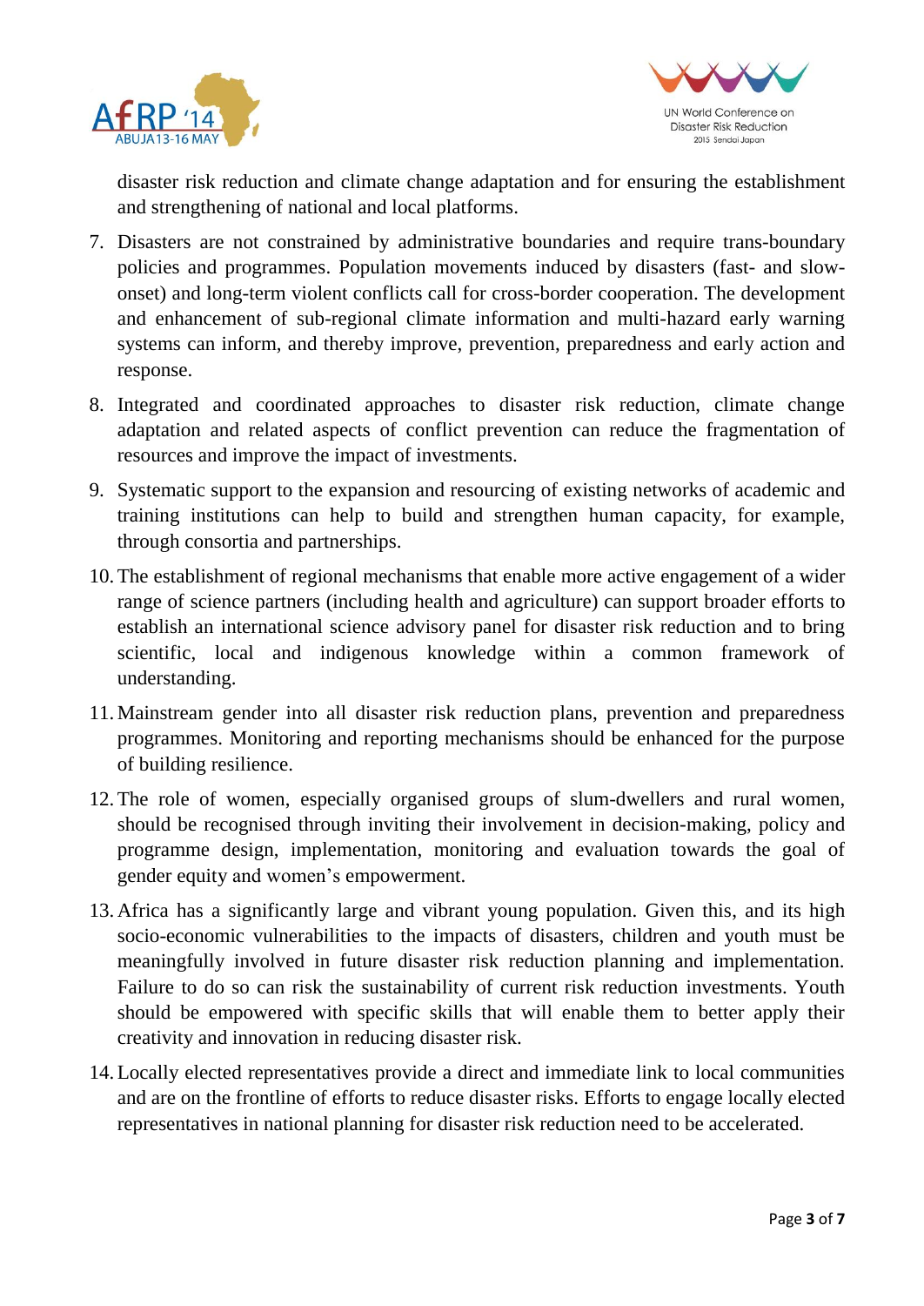disaster risk reduction and climate change adaptation and for ensuring the establishment and strengthening of national and local platforms.

7. Disasters are not constrained by administrative boundaries and require trans-boundary policies and programmes. Population movements induced by disasters (fast- and slow-onset) and long-term violent conflicts call for cross-border cooperation. The development and enhancement of sub-regional climate information and multi-hazard early warning systems can inform, and thereby improve, prevention, preparedness and early action and response.

8. Integrated and coordinated approaches to disaster risk reduction, climate change adaptation and related aspects of conflict prevention can reduce the fragmentation of resources and improve the impact of investments.

9. Systematic support to the expansion and resourcing of existing networks of academic and training institutions can help to build and strengthen human capacity, for example, through consortia and partnerships.

10. The establishment of regional mechanisms that enable more active engagement of a wider range of science partners (including health and agriculture) can support broader efforts to establish an international science advisory panel for disaster risk reduction and to bring scientific, local and indigenous knowledge within a common framework of understanding.

11. Mainstream gender into all disaster risk reduction plans, prevention and preparedness programmes. Monitoring and reporting mechanisms should be enhanced for the purpose of building resilience.

12. The role of women, especially organised groups of slum-dwellers and rural women, should be recognised through inviting their involvement in decision-making, policy and programme design, implementation, monitoring and evaluation towards the goal of gender equity and women's empowerment.

13. Africa has a significantly large and vibrant young population. Given this, and its high socio-economic vulnerabilities to the impacts of disasters, children and youth must be meaningfully involved in future disaster risk reduction planning and implementation. Failure to do so can risk the sustainability of current risk reduction investments. Youth should be empowered with specific skills that will enable them to better apply their creativity and innovation in reducing disaster risk.

14. Locally elected representatives provide a direct and immediate link to local communities and are on the frontline of efforts to reduce disaster risks. Efforts to engage locally elected representatives in national planning for disaster risk reduction need to be accelerated.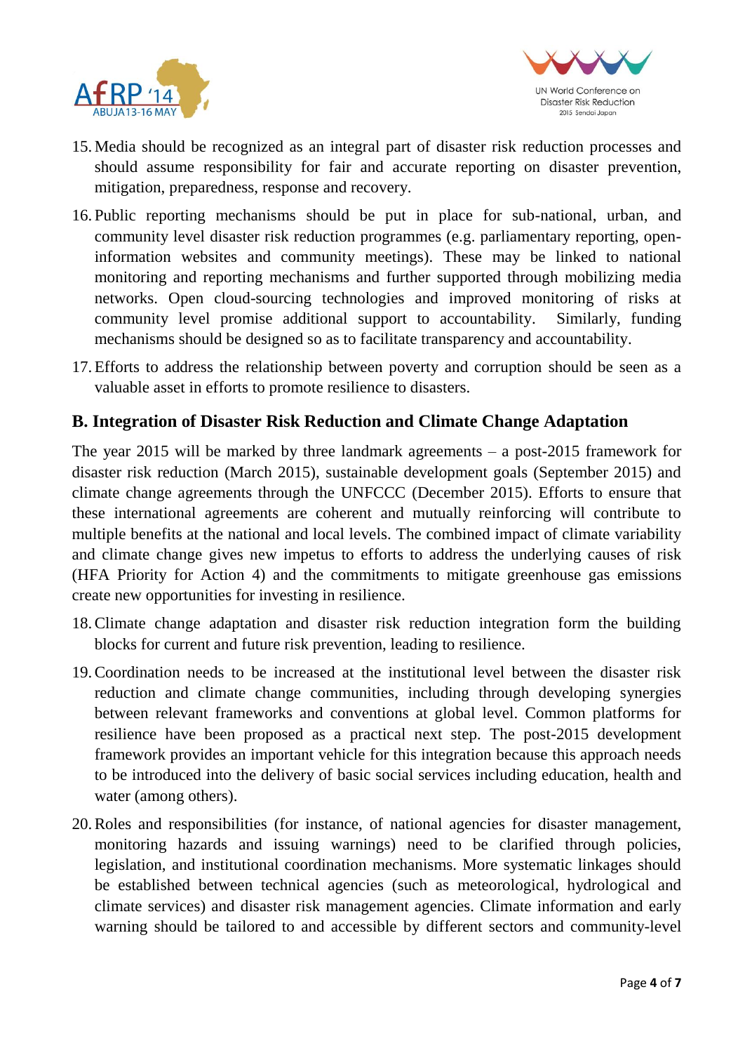15. Media should be recognized as an integral part of disaster risk reduction processes and should assume responsibility for fair and accurate reporting on disaster prevention, mitigation, preparedness, response and recovery.

16. Public reporting mechanisms should be put in place for sub-national, urban, and community level disaster risk reduction programmes (e.g. parliamentary reporting, open-information websites and community meetings). These may be linked to national monitoring and reporting mechanisms and further supported through mobilizing media networks. Open cloud-sourcing technologies and improved monitoring of risks at community level promise additional support to accountability. Similarly, funding mechanisms should be designed so as to facilitate transparency and accountability.

17. Efforts to address the relationship between poverty and corruption should be seen as a valuable asset in efforts to promote resilience to disasters.

## B. Integration of Disaster Risk Reduction and Climate Change Adaptation

The year 2015 will be marked by three landmark agreements – a post-2015 framework for disaster risk reduction (March 2015), sustainable development goals (September 2015) and climate change agreements through the UNFCCC (December 2015). Efforts to ensure that these international agreements are coherent and mutually reinforcing will contribute to multiple benefits at the national and local levels. The combined impact of climate variability and climate change gives new impetus to efforts to address the underlying causes of risk (HFA Priority for Action 4) and the commitments to mitigate greenhouse gas emissions create new opportunities for investing in resilience.

18. Climate change adaptation and disaster risk reduction integration form the building blocks for current and future risk prevention, leading to resilience.

19. Coordination needs to be increased at the institutional level between the disaster risk reduction and climate change communities, including through developing synergies between relevant frameworks and conventions at global level. Common platforms for resilience have been proposed as a practical next step. The post-2015 development framework provides an important vehicle for this integration because this approach needs to be introduced into the delivery of basic social services including education, health and water (among others).

20. Roles and responsibilities (for instance, of national agencies for disaster management, monitoring hazards and issuing warnings) need to be clarified through policies, legislation, and institutional coordination mechanisms. More systematic linkages should be established between technical agencies (such as meteorological, hydrological and climate services) and disaster risk management agencies. Climate information and early warning should be tailored to and accessible by different sectors and community-level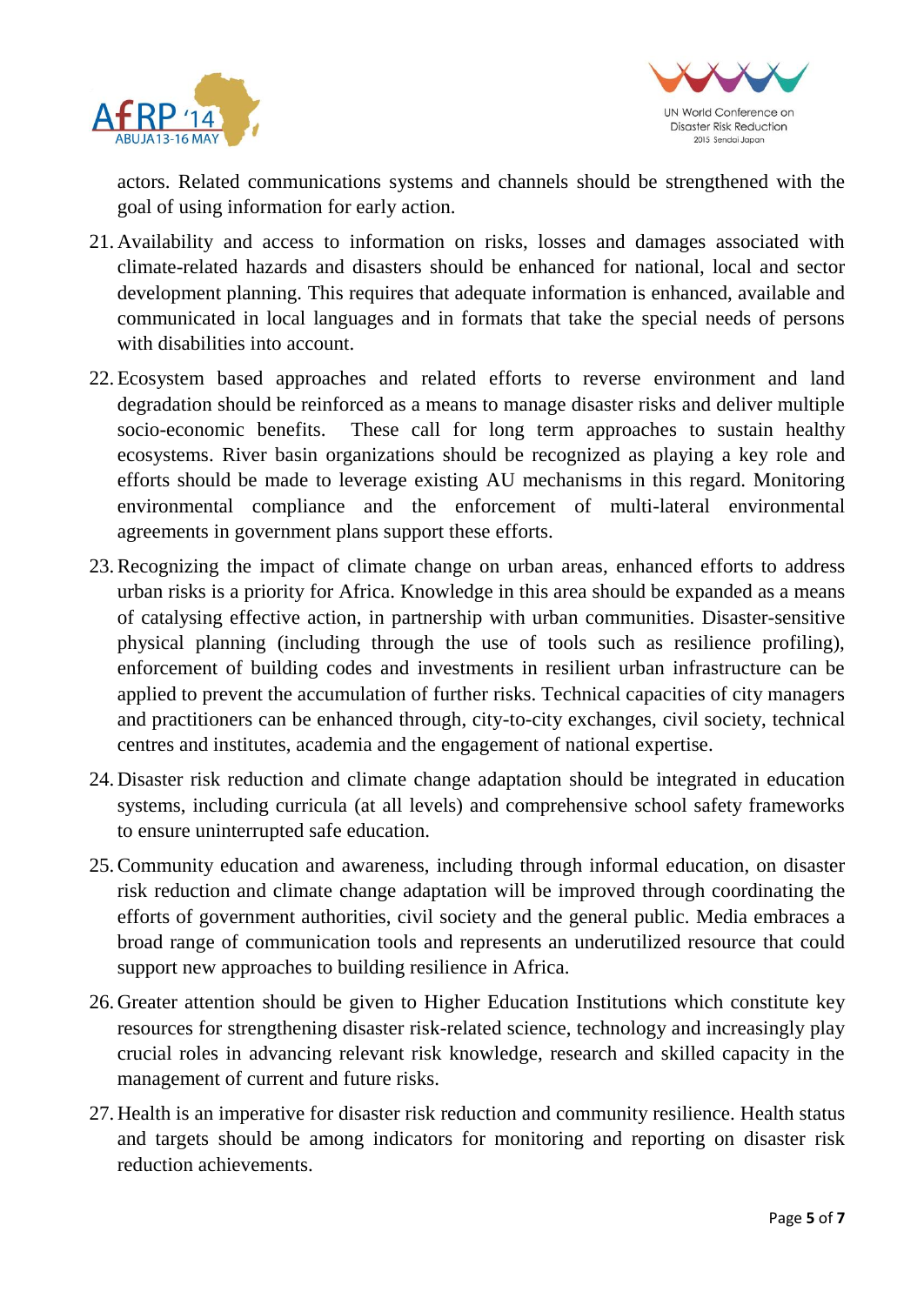actors. Related communications systems and channels should be strengthened with the goal of using information for early action.

21. Availability and access to information on risks, losses and damages associated with climate-related hazards and disasters should be enhanced for national, local and sector development planning. This requires that adequate information is enhanced, available and communicated in local languages and in formats that take the special needs of persons with disabilities into account.

22. Ecosystem based approaches and related efforts to reverse environment and land degradation should be reinforced as a means to manage disaster risks and deliver multiple socio-economic benefits. These call for long term approaches to sustain healthy ecosystems. River basin organizations should be recognized as playing a key role and efforts should be made to leverage existing AU mechanisms in this regard. Monitoring environmental compliance and the enforcement of multi-lateral environmental agreements in government plans support these efforts.

23. Recognizing the impact of climate change on urban areas, enhanced efforts to address urban risks is a priority for Africa. Knowledge in this area should be expanded as a means of catalysing effective action, in partnership with urban communities. Disaster-sensitive physical planning (including through the use of tools such as resilience profiling), enforcement of building codes and investments in resilient urban infrastructure can be applied to prevent the accumulation of further risks. Technical capacities of city managers and practitioners can be enhanced through, city-to-city exchanges, civil society, technical centres and institutes, academia and the engagement of national expertise.

24. Disaster risk reduction and climate change adaptation should be integrated in education systems, including curricula (at all levels) and comprehensive school safety frameworks to ensure uninterrupted safe education.

25. Community education and awareness, including through informal education, on disaster risk reduction and climate change adaptation will be improved through coordinating the efforts of government authorities, civil society and the general public. Media embraces a broad range of communication tools and represents an underutilized resource that could support new approaches to building resilience in Africa.

26. Greater attention should be given to Higher Education Institutions which constitute key resources for strengthening disaster risk-related science, technology and increasingly play crucial roles in advancing relevant risk knowledge, research and skilled capacity in the management of current and future risks.

27. Health is an imperative for disaster risk reduction and community resilience. Health status and targets should be among indicators for monitoring and reporting on disaster risk reduction achievements.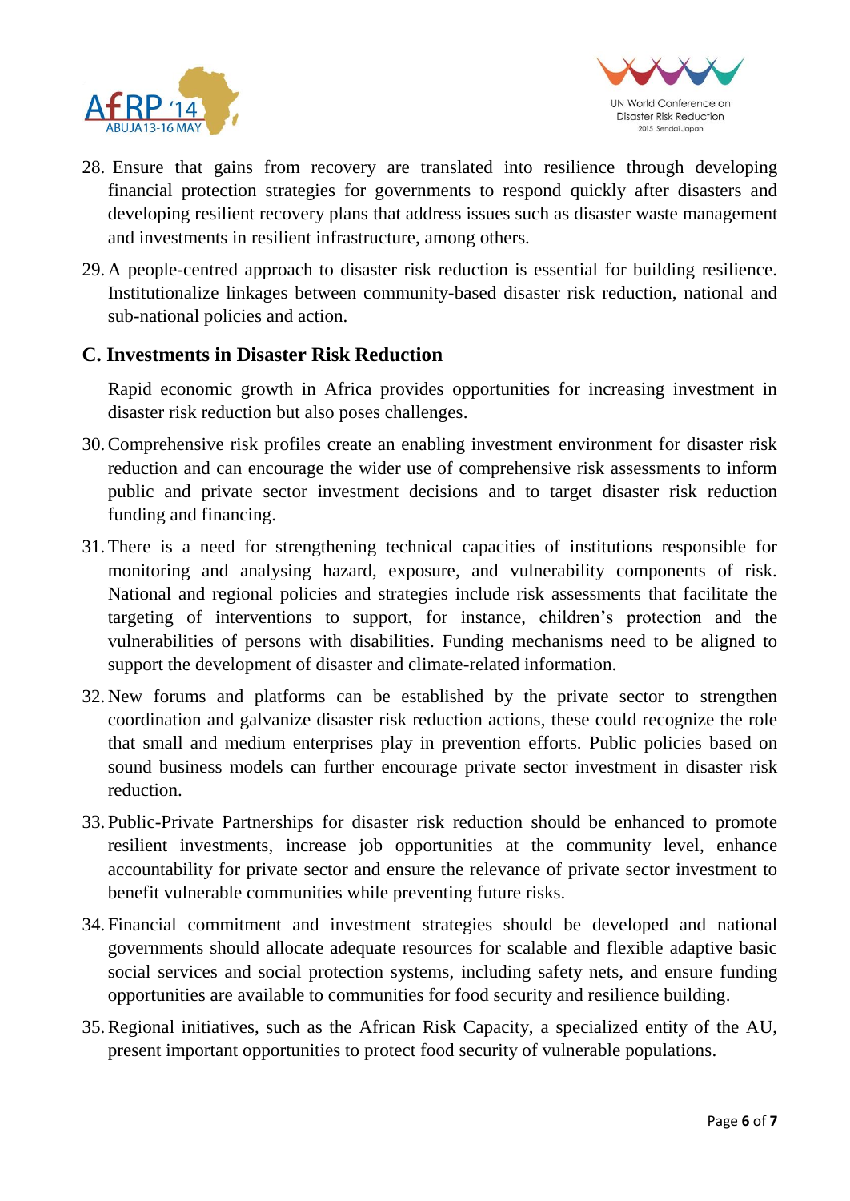28. Ensure that gains from recovery are translated into resilience through developing financial protection strategies for governments to respond quickly after disasters and developing resilient recovery plans that address issues such as disaster waste management and investments in resilient infrastructure, among others.

29. A people-centred approach to disaster risk reduction is essential for building resilience. Institutionalize linkages between community-based disaster risk reduction, national and sub-national policies and action.

## C. Investments in Disaster Risk Reduction

Rapid economic growth in Africa provides opportunities for increasing investment in disaster risk reduction but also poses challenges.

30. Comprehensive risk profiles create an enabling investment environment for disaster risk reduction and can encourage the wider use of comprehensive risk assessments to inform public and private sector investment decisions and to target disaster risk reduction funding and financing.

31. There is a need for strengthening technical capacities of institutions responsible for monitoring and analysing hazard, exposure, and vulnerability components of risk. National and regional policies and strategies include risk assessments that facilitate the targeting of interventions to support, for instance, children's protection and the vulnerabilities of persons with disabilities. Funding mechanisms need to be aligned to support the development of disaster and climate-related information.

32. New forums and platforms can be established by the private sector to strengthen coordination and galvanize disaster risk reduction actions, these could recognize the role that small and medium enterprises play in prevention efforts. Public policies based on sound business models can further encourage private sector investment in disaster risk reduction.

33. Public-Private Partnerships for disaster risk reduction should be enhanced to promote resilient investments, increase job opportunities at the community level, enhance accountability for private sector and ensure the relevance of private sector investment to benefit vulnerable communities while preventing future risks.

34. Financial commitment and investment strategies should be developed and national governments should allocate adequate resources for scalable and flexible adaptive basic social services and social protection systems, including safety nets, and ensure funding opportunities are available to communities for food security and resilience building.

35. Regional initiatives, such as the African Risk Capacity, a specialized entity of the AU, present important opportunities to protect food security of vulnerable populations.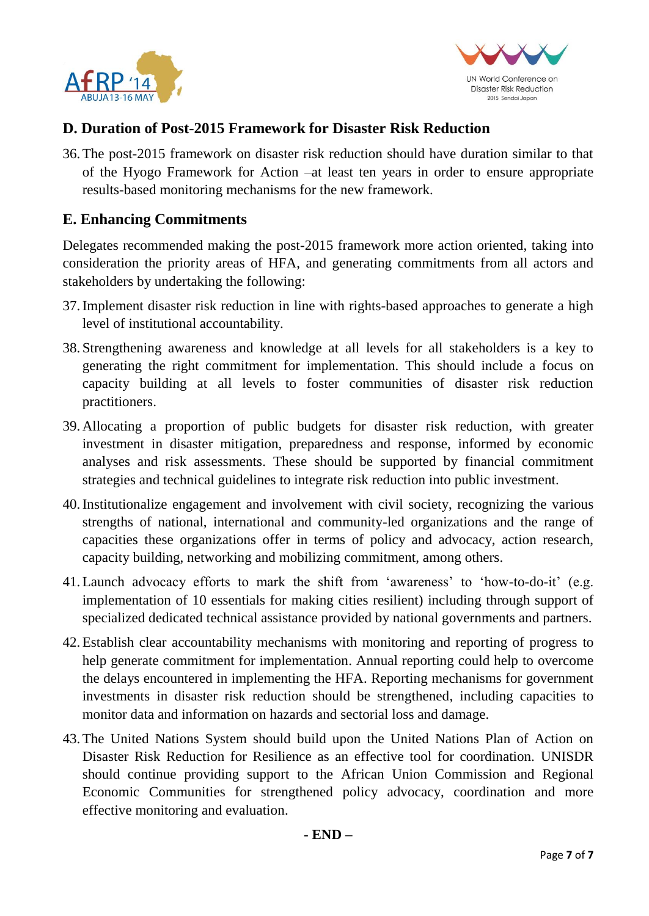## D. Duration of Post-2015 Framework for Disaster Risk Reduction

36. The post-2015 framework on disaster risk reduction should have duration similar to that of the Hyogo Framework for Action –at least ten years in order to ensure appropriate results-based monitoring mechanisms for the new framework.

## E. Enhancing Commitments

Delegates recommended making the post-2015 framework more action oriented, taking into consideration the priority areas of HFA, and generating commitments from all actors and stakeholders by undertaking the following:

37. Implement disaster risk reduction in line with rights-based approaches to generate a high level of institutional accountability.
38. Strengthening awareness and knowledge at all levels for all stakeholders is a key to generating the right commitment for implementation. This should include a focus on capacity building at all levels to foster communities of disaster risk reduction practitioners.
39. Allocating a proportion of public budgets for disaster risk reduction, with greater investment in disaster mitigation, preparedness and response, informed by economic analyses and risk assessments. These should be supported by financial commitment strategies and technical guidelines to integrate risk reduction into public investment.
40. Institutionalize engagement and involvement with civil society, recognizing the various strengths of national, international and community-led organizations and the range of capacities these organizations offer in terms of policy and advocacy, action research, capacity building, networking and mobilizing commitment, among others.
41. Launch advocacy efforts to mark the shift from 'awareness' to 'how-to-do-it' (e.g. implementation of 10 essentials for making cities resilient) including through support of specialized dedicated technical assistance provided by national governments and partners.
42. Establish clear accountability mechanisms with monitoring and reporting of progress to help generate commitment for implementation. Annual reporting could help to overcome the delays encountered in implementing the HFA. Reporting mechanisms for government investments in disaster risk reduction should be strengthened, including capacities to monitor data and information on hazards and sectorial loss and damage.
43. The United Nations System should build upon the United Nations Plan of Action on Disaster Risk Reduction for Resilience as an effective tool for coordination. UNISDR should continue providing support to the African Union Commission and Regional Economic Communities for strengthened policy advocacy, coordination and more effective monitoring and evaluation.

**- END –**